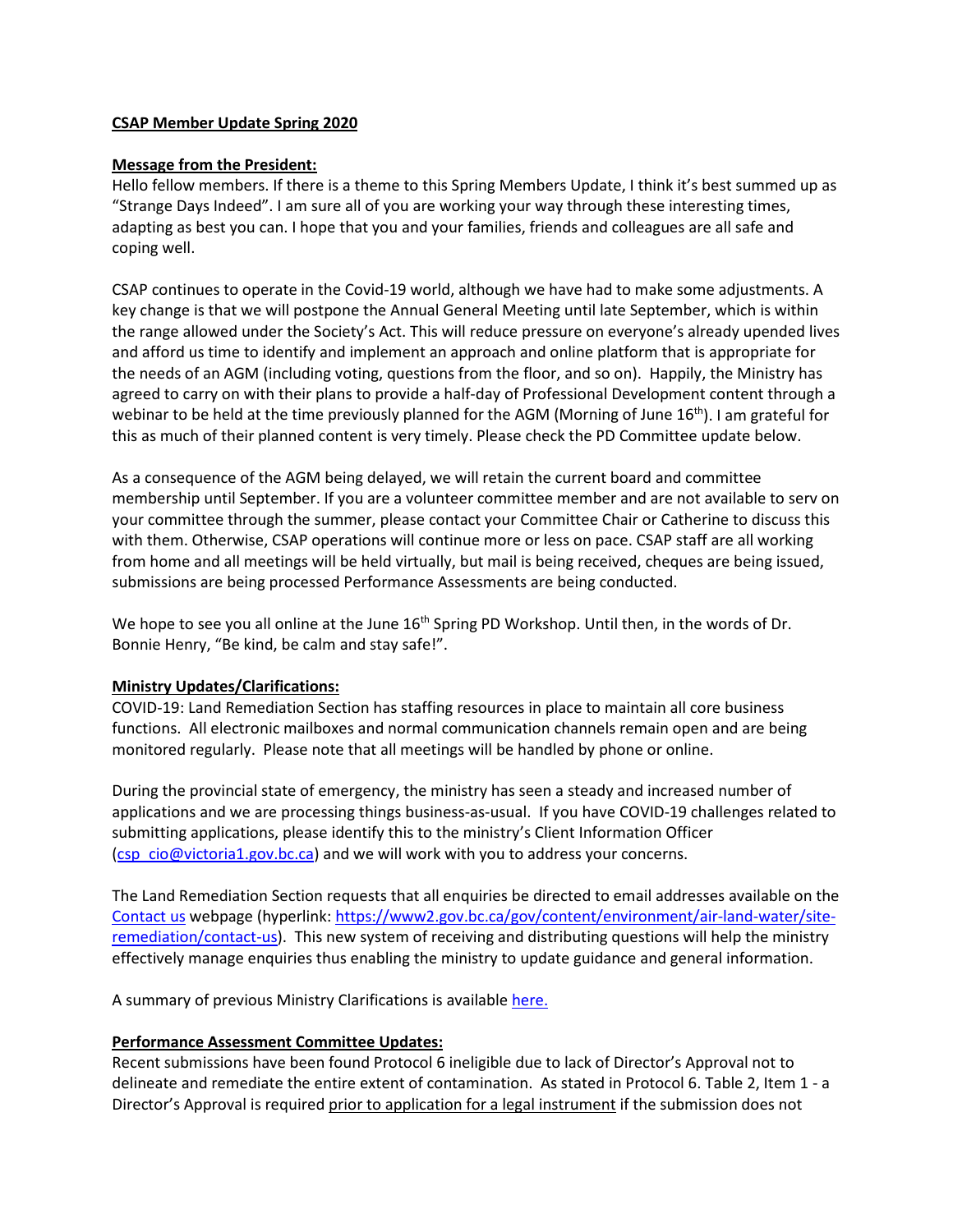**CSAP Member Update Spring 2020**

**Message from the President:**

Hello fellow members. If there is a theme to this Spring Members Update, I think it's best summed up as "Strange Days Indeed". I am sure all of you are working your way through these interesting times, adapting as best you can. I hope that you and your families, friends and colleagues are all safe and coping well.

CSAP continues to operate in the Covid-19 world, although we have had to make some adjustments. A key change is that we will postpone the Annual General Meeting until late September, which is within the range allowed under the Society's Act. This will reduce pressure on everyone's already upended lives and afford us time to identify and implement an approach and online platform that is appropriate for the needs of an AGM (including voting, questions from the floor, and so on). Happily, the Ministry has agreed to carry on with their plans to provide a half-day of Professional Development content through a webinar to be held at the time previously planned for the AGM (Morning of June 16th). I am grateful for this as much of their planned content is very timely. Please check the PD Committee update below.

As a consequence of the AGM being delayed, we will retain the current board and committee membership until September. If you are a volunteer committee member and are not available to serv on your committee through the summer, please contact your Committee Chair or Catherine to discuss this with them. Otherwise, CSAP operations will continue more or less on pace. CSAP staff are all working from home and all meetings will be held virtually, but mail is being received, cheques are being issued, submissions are being processed Performance Assessments are being conducted.

We hope to see you all online at the June 16th Spring PD Workshop. Until then, in the words of Dr. Bonnie Henry, "Be kind, be calm and stay safe!".

**Ministry Updates/Clarifications:**

COVID-19: Land Remediation Section has staffing resources in place to maintain all core business functions. All electronic mailboxes and normal communication channels remain open and are being monitored regularly. Please note that all meetings will be handled by phone or online.

During the provincial state of emergency, the ministry has seen a steady and increased number of applications and we are processing things business-as-usual. If you have COVID-19 challenges related to submitting applications, please identify this to the ministry's Client Information Officer (csp_cio@victoria1.gov.bc.ca) and we will work with you to address your concerns.

The Land Remediation Section requests that all enquiries be directed to email addresses available on the Contact us webpage (hyperlink: https://www2.gov.bc.ca/gov/content/environment/air-land-water/site-remediation/contact-us). This new system of receiving and distributing questions will help the ministry effectively manage enquiries thus enabling the ministry to update guidance and general information.

A summary of previous Ministry Clarifications is available here.

**Performance Assessment Committee Updates:**

Recent submissions have been found Protocol 6 ineligible due to lack of Director's Approval not to delineate and remediate the entire extent of contamination. As stated in Protocol 6. Table 2, Item 1 - a Director's Approval is required prior to application for a legal instrument if the submission does not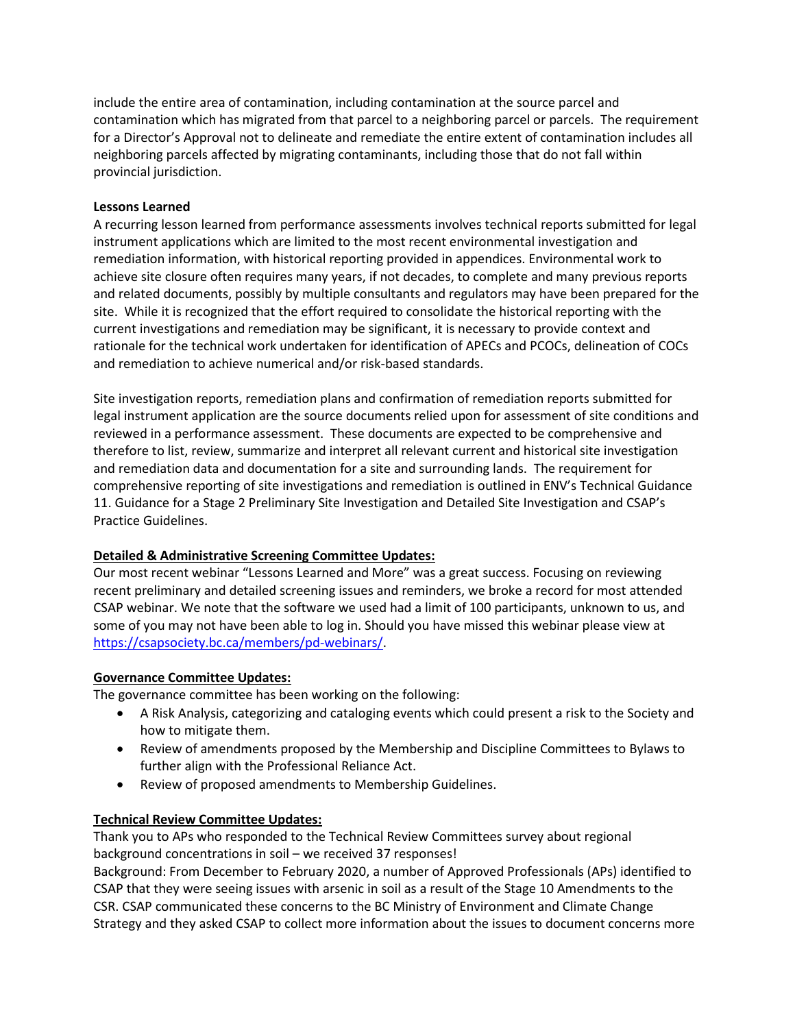include the entire area of contamination, including contamination at the source parcel and contamination which has migrated from that parcel to a neighboring parcel or parcels. The requirement for a Director's Approval not to delineate and remediate the entire extent of contamination includes all neighboring parcels affected by migrating contaminants, including those that do not fall within provincial jurisdiction.

**Lessons Learned**

A recurring lesson learned from performance assessments involves technical reports submitted for legal instrument applications which are limited to the most recent environmental investigation and remediation information, with historical reporting provided in appendices. Environmental work to achieve site closure often requires many years, if not decades, to complete and many previous reports and related documents, possibly by multiple consultants and regulators may have been prepared for the site. While it is recognized that the effort required to consolidate the historical reporting with the current investigations and remediation may be significant, it is necessary to provide context and rationale for the technical work undertaken for identification of APECs and PCOCs, delineation of COCs and remediation to achieve numerical and/or risk-based standards.

Site investigation reports, remediation plans and confirmation of remediation reports submitted for legal instrument application are the source documents relied upon for assessment of site conditions and reviewed in a performance assessment. These documents are expected to be comprehensive and therefore to list, review, summarize and interpret all relevant current and historical site investigation and remediation data and documentation for a site and surrounding lands. The requirement for comprehensive reporting of site investigations and remediation is outlined in ENV's Technical Guidance 11. Guidance for a Stage 2 Preliminary Site Investigation and Detailed Site Investigation and CSAP's Practice Guidelines.

**Detailed & Administrative Screening Committee Updates:**

Our most recent webinar "Lessons Learned and More" was a great success. Focusing on reviewing recent preliminary and detailed screening issues and reminders, we broke a record for most attended CSAP webinar. We note that the software we used had a limit of 100 participants, unknown to us, and some of you may not have been able to log in. Should you have missed this webinar please view at https://csapsociety.bc.ca/members/pd-webinars/.

**Governance Committee Updates:**

The governance committee has been working on the following:

- A Risk Analysis, categorizing and cataloging events which could present a risk to the Society and how to mitigate them.
- Review of amendments proposed by the Membership and Discipline Committees to Bylaws to further align with the Professional Reliance Act.
- Review of proposed amendments to Membership Guidelines.

**Technical Review Committee Updates:**

Thank you to APs who responded to the Technical Review Committees survey about regional background concentrations in soil – we received 37 responses!

Background: From December to February 2020, a number of Approved Professionals (APs) identified to CSAP that they were seeing issues with arsenic in soil as a result of the Stage 10 Amendments to the CSR. CSAP communicated these concerns to the BC Ministry of Environment and Climate Change Strategy and they asked CSAP to collect more information about the issues to document concerns more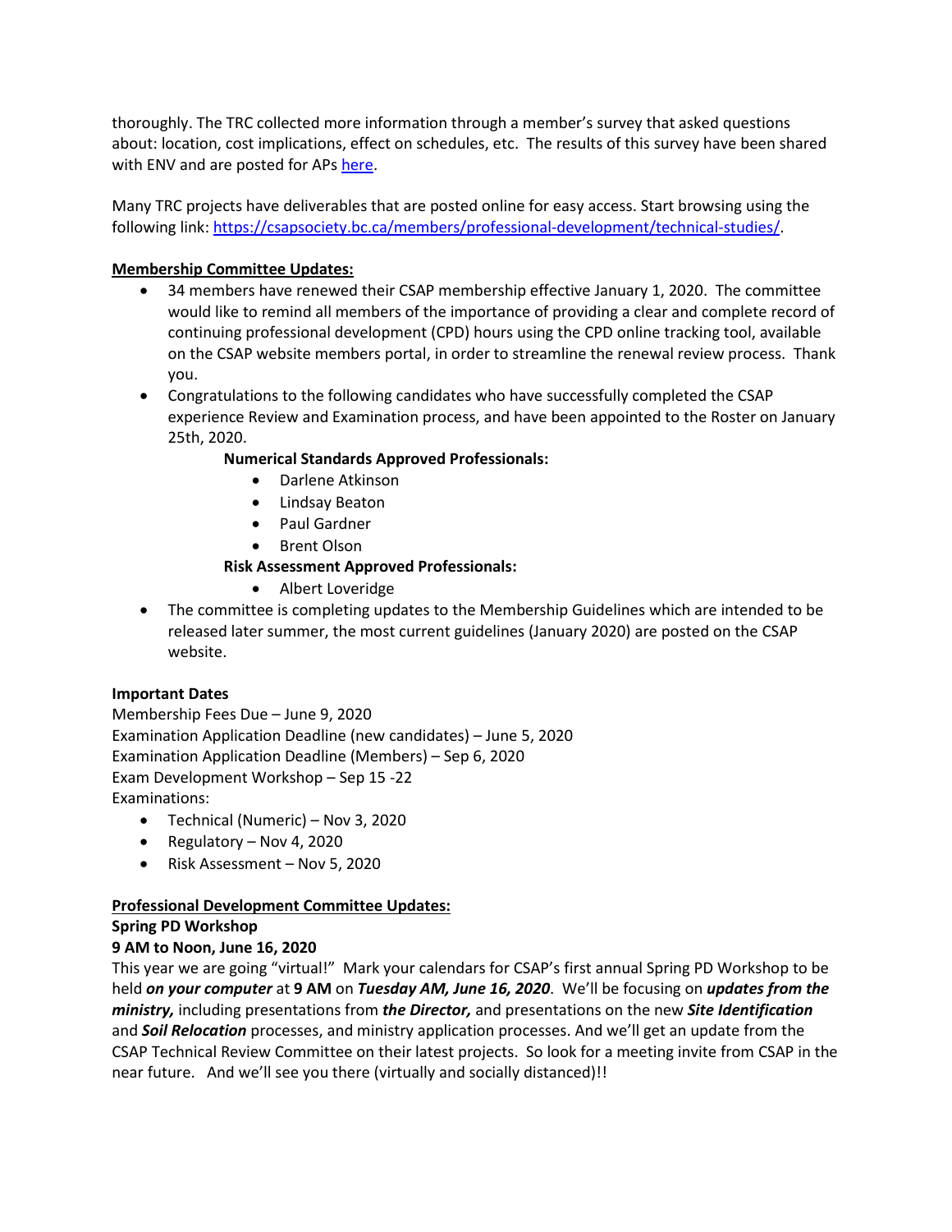thoroughly. The TRC collected more information through a member's survey that asked questions about: location, cost implications, effect on schedules, etc. The results of this survey have been shared with ENV and are posted for APs [here](here).

Many TRC projects have deliverables that are posted online for easy access. Start browsing using the following link: [https://csapsociety.bc.ca/members/professional-development/technical-studies/](https://csapsociety.bc.ca/members/professional-development/technical-studies/).

**Membership Committee Updates:**

- 34 members have renewed their CSAP membership effective January 1, 2020. The committee would like to remind all members of the importance of providing a clear and complete record of continuing professional development (CPD) hours using the CPD online tracking tool, available on the CSAP website members portal, in order to streamline the renewal review process. Thank you.
- Congratulations to the following candidates who have successfully completed the CSAP experience Review and Examination process, and have been appointed to the Roster on January 25th, 2020.

  **Numerical Standards Approved Professionals:**
  - Darlene Atkinson
  - Lindsay Beaton
  - Paul Gardner
  - Brent Olson

  **Risk Assessment Approved Professionals:**
  - Albert Loveridge
- The committee is completing updates to the Membership Guidelines which are intended to be released later summer, the most current guidelines (January 2020) are posted on the CSAP website.

**Important Dates**

Membership Fees Due – June 9, 2020
Examination Application Deadline (new candidates) – June 5, 2020
Examination Application Deadline (Members) – Sep 6, 2020
Exam Development Workshop – Sep 15 -22
Examinations:

- Technical (Numeric) – Nov 3, 2020
- Regulatory – Nov 4, 2020
- Risk Assessment – Nov 5, 2020

**Professional Development Committee Updates:**

**Spring PD Workshop**

**9 AM to Noon, June 16, 2020**

This year we are going "virtual!" Mark your calendars for CSAP's first annual Spring PD Workshop to be held ***on your computer*** at **9 AM** on ***Tuesday AM, June 16, 2020***. We'll be focusing on ***updates from the ministry,*** including presentations from ***the Director,*** and presentations on the new ***Site Identification*** and ***Soil Relocation*** processes, and ministry application processes. And we'll get an update from the CSAP Technical Review Committee on their latest projects. So look for a meeting invite from CSAP in the near future. And we'll see you there (virtually and socially distanced)!!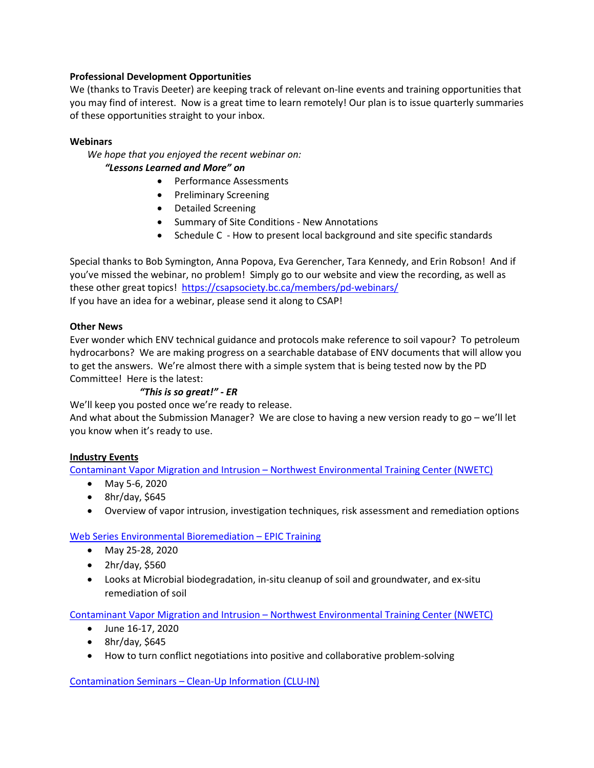**Professional Development Opportunities**

We (thanks to Travis Deeter) are keeping track of relevant on-line events and training opportunities that you may find of interest. Now is a great time to learn remotely! Our plan is to issue quarterly summaries of these opportunities straight to your inbox.

**Webinars**

*We hope that you enjoyed the recent webinar on:*

***"Lessons Learned and More" on***

- Performance Assessments
- Preliminary Screening
- Detailed Screening
- Summary of Site Conditions - New Annotations
- Schedule C - How to present local background and site specific standards

Special thanks to Bob Symington, Anna Popova, Eva Gerencher, Tara Kennedy, and Erin Robson! And if you've missed the webinar, no problem! Simply go to our website and view the recording, as well as these other great topics! [https://csapsociety.bc.ca/members/pd-webinars/](https://csapsociety.bc.ca/members/pd-webinars/)

If you have an idea for a webinar, please send it along to CSAP!

**Other News**

Ever wonder which ENV technical guidance and protocols make reference to soil vapour? To petroleum hydrocarbons? We are making progress on a searchable database of ENV documents that will allow you to get the answers. We're almost there with a simple system that is being tested now by the PD Committee! Here is the latest:

***"This is so great!" - ER***

We'll keep you posted once we're ready to release.

And what about the Submission Manager? We are close to having a new version ready to go – we'll let you know when it's ready to use.

**Industry Events**

Contaminant Vapor Migration and Intrusion – Northwest Environmental Training Center (NWETC)

- May 5-6, 2020
- 8hr/day, $645
- Overview of vapor intrusion, investigation techniques, risk assessment and remediation options

Web Series Environmental Bioremediation – EPIC Training

- May 25-28, 2020
- 2hr/day, $560
- Looks at Microbial biodegradation, in-situ cleanup of soil and groundwater, and ex-situ remediation of soil

Contaminant Vapor Migration and Intrusion – Northwest Environmental Training Center (NWETC)

- June 16-17, 2020
- 8hr/day, $645
- How to turn conflict negotiations into positive and collaborative problem-solving

Contamination Seminars – Clean-Up Information (CLU-IN)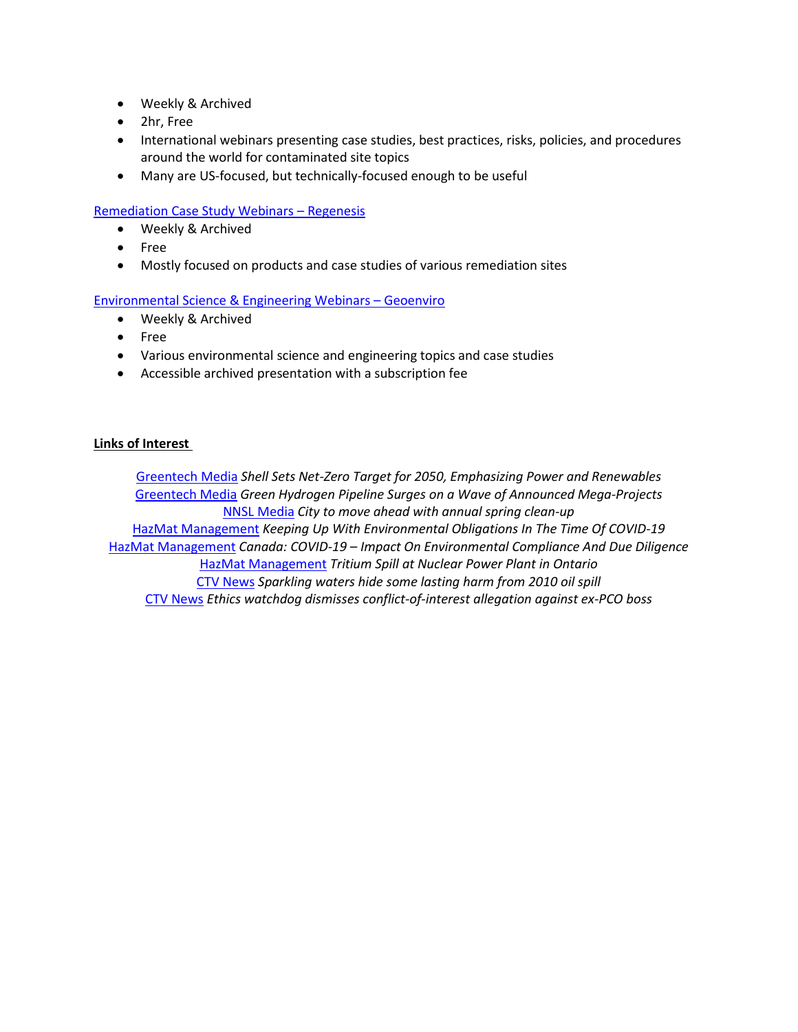- Weekly & Archived
- 2hr, Free
- International webinars presenting case studies, best practices, risks, policies, and procedures around the world for contaminated site topics
- Many are US-focused, but technically-focused enough to be useful

Remediation Case Study Webinars – Regenesis

- Weekly & Archived
- Free
- Mostly focused on products and case studies of various remediation sites

Environmental Science & Engineering Webinars – Geoenviro

- Weekly & Archived
- Free
- Various environmental science and engineering topics and case studies
- Accessible archived presentation with a subscription fee

**Links of Interest**

Greentech Media *Shell Sets Net-Zero Target for 2050, Emphasizing Power and Renewables*
Greentech Media *Green Hydrogen Pipeline Surges on a Wave of Announced Mega-Projects*
NNSL Media *City to move ahead with annual spring clean-up*
HazMat Management *Keeping Up With Environmental Obligations In The Time Of COVID-19*
HazMat Management *Canada: COVID-19 – Impact On Environmental Compliance And Due Diligence*
HazMat Management *Tritium Spill at Nuclear Power Plant in Ontario*
CTV News *Sparkling waters hide some lasting harm from 2010 oil spill*
CTV News *Ethics watchdog dismisses conflict-of-interest allegation against ex-PCO boss*